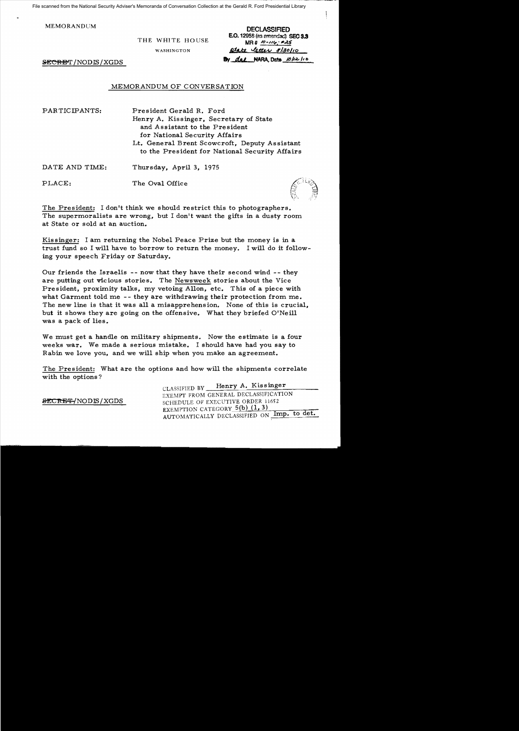File scanned from the National Security Adviser's Memoranda of Conversation Collection at the Gerald R. Ford Presidential Library

MEMORANDUM

THE WHITE HOUSE

WASHINGTON

DECLASSIFIED
E.O. 12958 (as amended) SEC 3.3
MR # 10-114, #25
State letter 8/30/10
By dal NARA, Date 10/12/10

~~SECRET~~/NODIS/XGDS

## MEMORANDUM OF CONVERSATION

PARTICIPANTS: President Gerald R. Ford
Henry A. Kissinger, Secretary of State and Assistant to the President for National Security Affairs
Lt. General Brent Scowcroft, Deputy Assistant to the President for National Security Affairs

DATE AND TIME: Thursday, April 3, 1975

PLACE: The Oval Office

The President: I don't think we should restrict this to photographers. The supermoralists are wrong, but I don't want the gifts in a dusty room at State or sold at an auction.

Kissinger: I am returning the Nobel Peace Prize but the money is in a trust fund so I will have to borrow to return the money. I will do it following your speech Friday or Saturday.

Our friends the Israelis -- now that they have their second wind -- they are putting out vicious stories. The Newsweek stories about the Vice President, proximity talks, my vetoing Allon, etc. This of a piece with what Garment told me -- they are withdrawing their protection from me. The new line is that it was all a misapprehension. None of this is crucial, but it shows they are going on the offensive. What they briefed O'Neill was a pack of lies.

We must get a handle on military shipments. Now the estimate is a four weeks war. We made a serious mistake. I should have had you say to Rabin we love you, and we will ship when you make an agreement.

The President: What are the options and how will the shipments correlate with the options?

~~SECRET~~/NODIS/XGDS

CLASSIFIED BY Henry A. Kissinger
EXEMPT FROM GENERAL DECLASSIFICATION
SCHEDULE OF EXECUTIVE ORDER 11652
EXEMPTION CATEGORY 5(b) (1, 3)
AUTOMATICALLY DECLASSIFIED ON Imp. to det.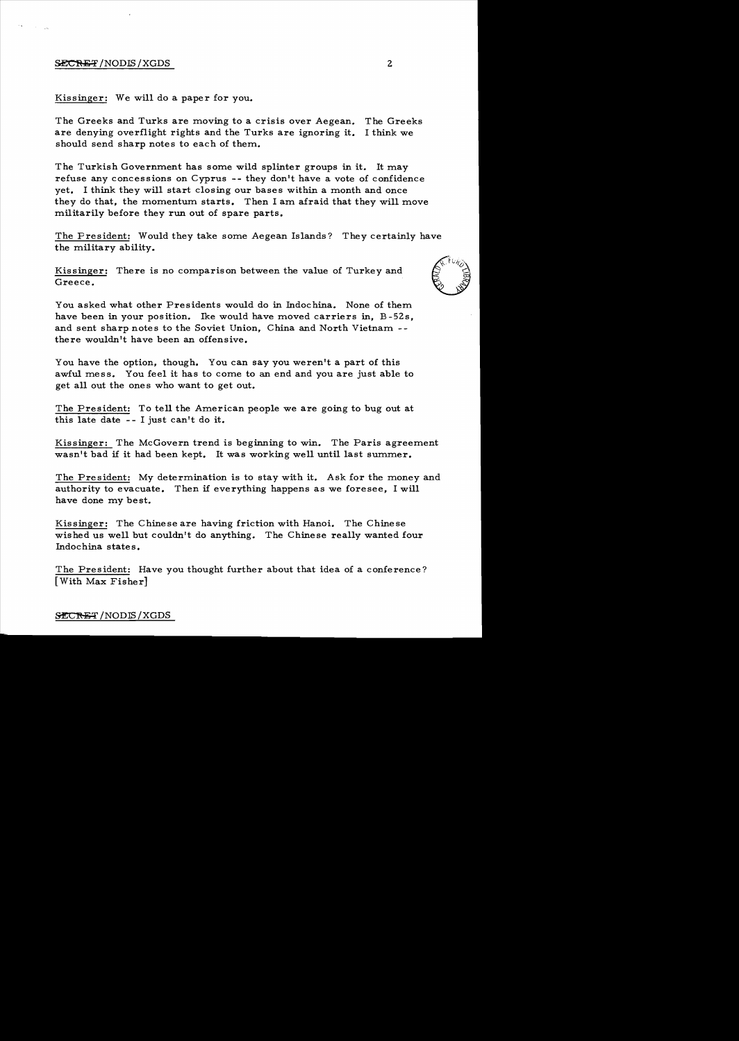Kissinger: We will do a paper for you.

The Greeks and Turks are moving to a crisis over Aegean. The Greeks are denying overflight rights and the Turks are ignoring it. I think we should send sharp notes to each of them.

The Turkish Government has some wild splinter groups in it. It may refuse any concessions on Cyprus -- they don't have a vote of confidence yet. I think they will start closing our bases within a month and once they do that, the momentum starts. Then I am afraid that they will move militarily before they run out of spare parts.

The President: Would they take some Aegean Islands? They certainly have the military ability.

Kissinger: There is no comparison between the value of Turkey and Greece.

You asked what other Presidents would do in Indochina. None of them have been in your position. Ike would have moved carriers in, B-52s, and sent sharp notes to the Soviet Union, China and North Vietnam -- there wouldn't have been an offensive.

You have the option, though. You can say you weren't a part of this awful mess. You feel it has to come to an end and you are just able to get all out the ones who want to get out.

The President: To tell the American people we are going to bug out at this late date -- I just can't do it.

Kissinger: The McGovern trend is beginning to win. The Paris agreement wasn't bad if it had been kept. It was working well until last summer.

The President: My determination is to stay with it. Ask for the money and authority to evacuate. Then if everything happens as we foresee, I will have done my best.

Kissinger: The Chinese are having friction with Hanoi. The Chinese wished us well but couldn't do anything. The Chinese really wanted four Indochina states.

The President: Have you thought further about that idea of a conference? [With Max Fisher]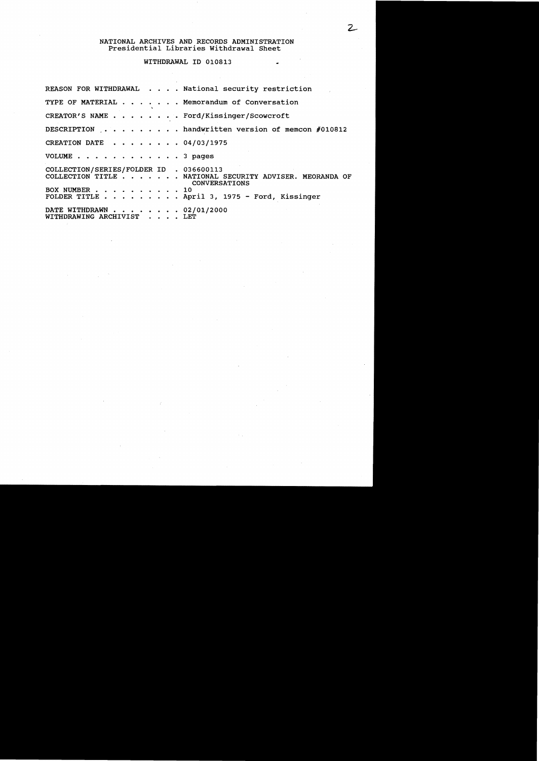NATIONAL ARCHIVES AND RECORDS ADMINISTRATION
Presidential Libraries Withdrawal Sheet

WITHDRAWAL ID 010813

REASON FOR WITHDRAWAL . . . . National security restriction

TYPE OF MATERIAL . . . . . . . Memorandum of Conversation

CREATOR'S NAME . . . . . . . . Ford/Kissinger/Scowcroft

DESCRIPTION . . . . . . . . . handwritten version of memcon #010812

CREATION DATE . . . . . . . . 04/03/1975

VOLUME . . . . . . . . . . . . 3 pages

COLLECTION/SERIES/FOLDER ID . 036600113
COLLECTION TITLE . . . . . . . NATIONAL SECURITY ADVISER. MEORANDA OF CONVERSATIONS
BOX NUMBER . . . . . . . . . . 10
FOLDER TITLE . . . . . . . . . April 3, 1975 - Ford, Kissinger

DATE WITHDRAWN . . . . . . . . 02/01/2000
WITHDRAWING ARCHIVIST . . . . LET